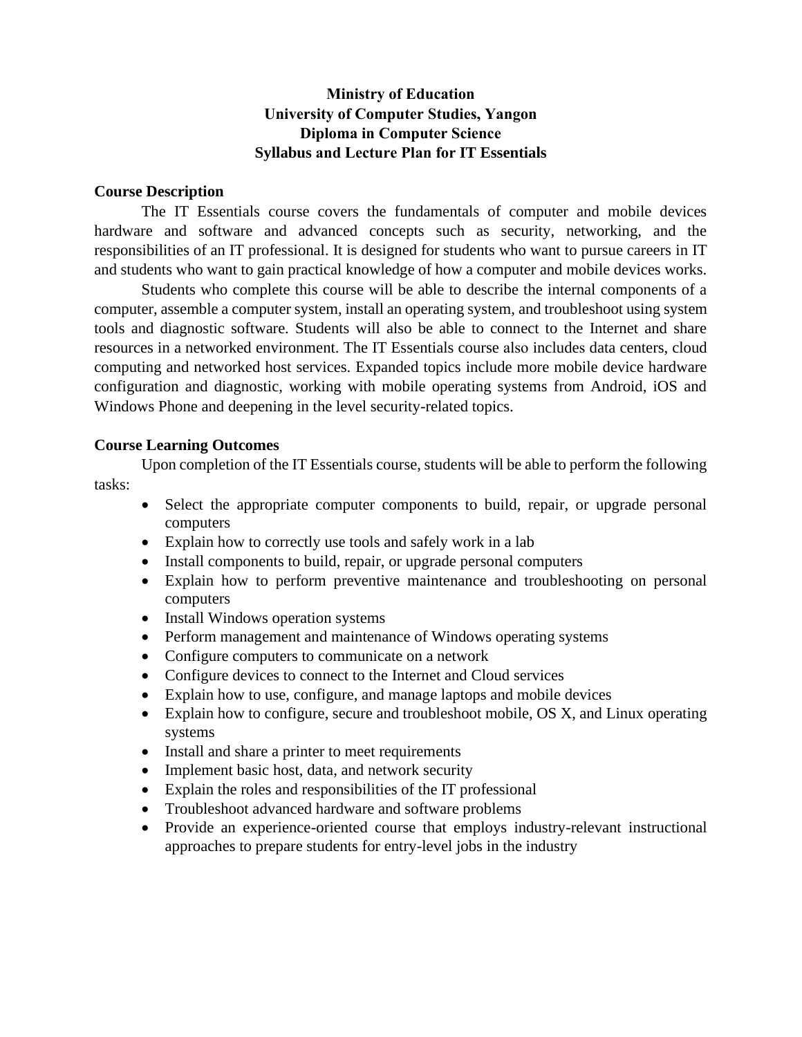**Ministry of Education**
**University of Computer Studies, Yangon**
**Diploma in Computer Science**
**Syllabus and Lecture Plan for IT Essentials**

## Course Description

The IT Essentials course covers the fundamentals of computer and mobile devices hardware and software and advanced concepts such as security, networking, and the responsibilities of an IT professional. It is designed for students who want to pursue careers in IT and students who want to gain practical knowledge of how a computer and mobile devices works.

Students who complete this course will be able to describe the internal components of a computer, assemble a computer system, install an operating system, and troubleshoot using system tools and diagnostic software. Students will also be able to connect to the Internet and share resources in a networked environment. The IT Essentials course also includes data centers, cloud computing and networked host services. Expanded topics include more mobile device hardware configuration and diagnostic, working with mobile operating systems from Android, iOS and Windows Phone and deepening in the level security-related topics.

## Course Learning Outcomes

Upon completion of the IT Essentials course, students will be able to perform the following tasks:

- Select the appropriate computer components to build, repair, or upgrade personal computers
- Explain how to correctly use tools and safely work in a lab
- Install components to build, repair, or upgrade personal computers
- Explain how to perform preventive maintenance and troubleshooting on personal computers
- Install Windows operation systems
- Perform management and maintenance of Windows operating systems
- Configure computers to communicate on a network
- Configure devices to connect to the Internet and Cloud services
- Explain how to use, configure, and manage laptops and mobile devices
- Explain how to configure, secure and troubleshoot mobile, OS X, and Linux operating systems
- Install and share a printer to meet requirements
- Implement basic host, data, and network security
- Explain the roles and responsibilities of the IT professional
- Troubleshoot advanced hardware and software problems
- Provide an experience-oriented course that employs industry-relevant instructional approaches to prepare students for entry-level jobs in the industry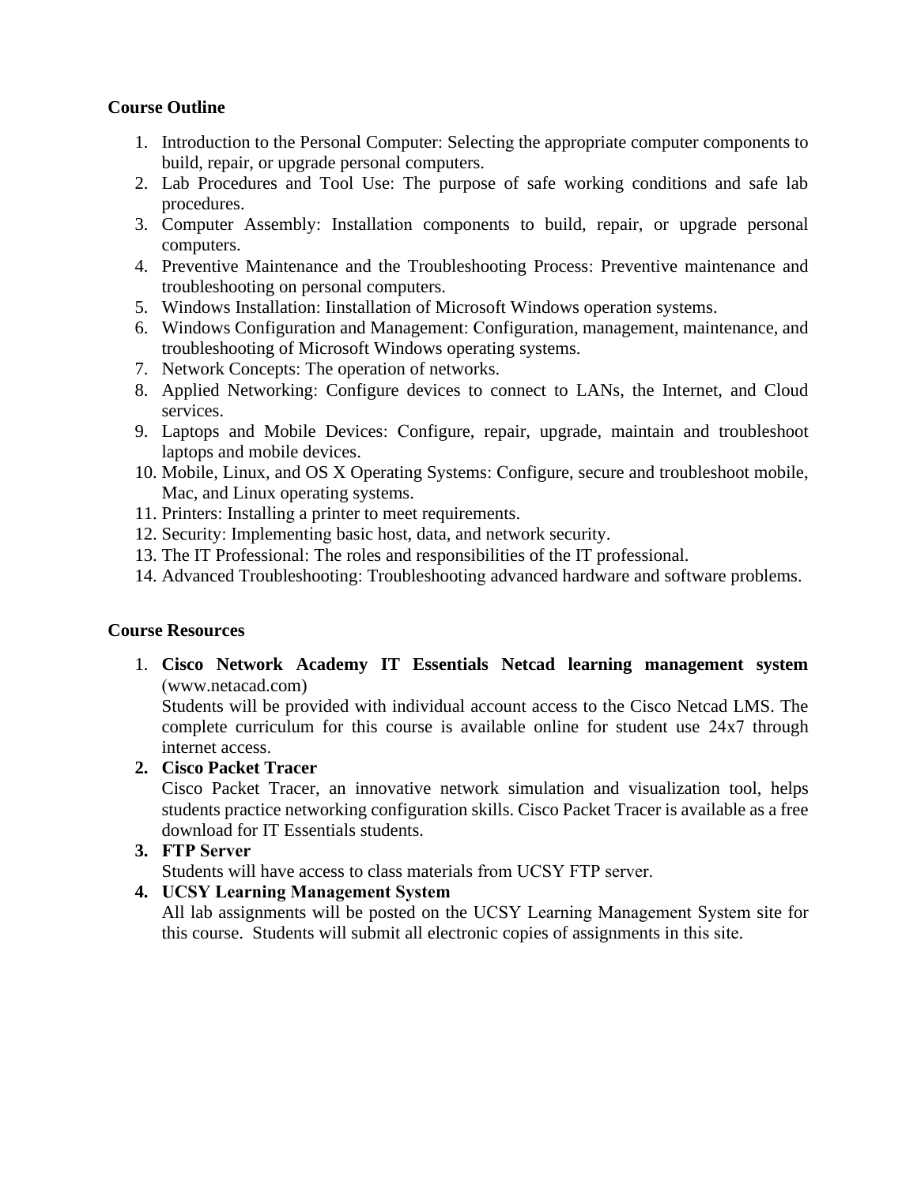**Course Outline**

1. Introduction to the Personal Computer: Selecting the appropriate computer components to build, repair, or upgrade personal computers.
2. Lab Procedures and Tool Use: The purpose of safe working conditions and safe lab procedures.
3. Computer Assembly: Installation components to build, repair, or upgrade personal computers.
4. Preventive Maintenance and the Troubleshooting Process: Preventive maintenance and troubleshooting on personal computers.
5. Windows Installation: Iinstallation of Microsoft Windows operation systems.
6. Windows Configuration and Management: Configuration, management, maintenance, and troubleshooting of Microsoft Windows operating systems.
7. Network Concepts: The operation of networks.
8. Applied Networking: Configure devices to connect to LANs, the Internet, and Cloud services.
9. Laptops and Mobile Devices: Configure, repair, upgrade, maintain and troubleshoot laptops and mobile devices.
10. Mobile, Linux, and OS X Operating Systems: Configure, secure and troubleshoot mobile, Mac, and Linux operating systems.
11. Printers: Installing a printer to meet requirements.
12. Security: Implementing basic host, data, and network security.
13. The IT Professional: The roles and responsibilities of the IT professional.
14. Advanced Troubleshooting: Troubleshooting advanced hardware and software problems.

**Course Resources**

1. **Cisco Network Academy IT Essentials Netcad learning management system** (www.netacad.com)
   Students will be provided with individual account access to the Cisco Netcad LMS. The complete curriculum for this course is available online for student use 24x7 through internet access.
2. **Cisco Packet Tracer**
   Cisco Packet Tracer, an innovative network simulation and visualization tool, helps students practice networking configuration skills. Cisco Packet Tracer is available as a free download for IT Essentials students.
3. **FTP Server**
   Students will have access to class materials from UCSY FTP server.
4. **UCSY Learning Management System**
   All lab assignments will be posted on the UCSY Learning Management System site for this course. Students will submit all electronic copies of assignments in this site.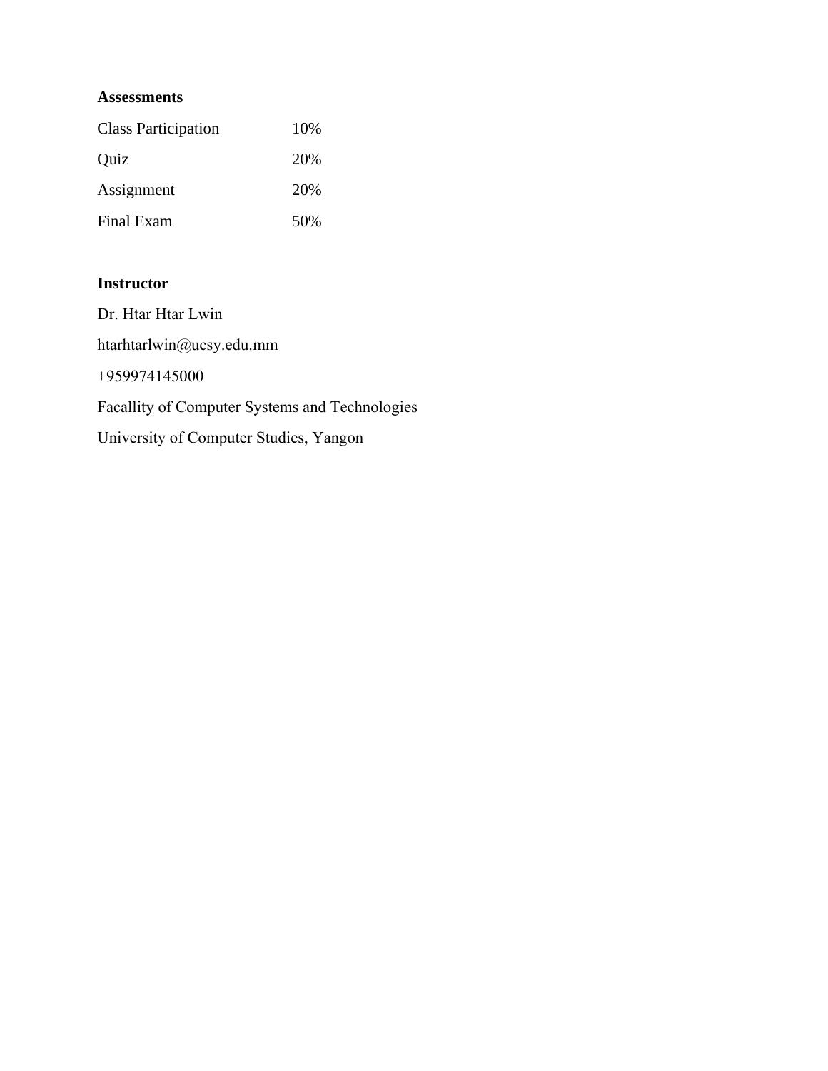**Assessments**

| Class Participation | 10% |
|---|---|
| Quiz | 20% |
| Assignment | 20% |
| Final Exam | 50% |

**Instructor**

Dr. Htar Htar Lwin

htarhtarlwin@ucsy.edu.mm

+959974145000

Facallity of Computer Systems and Technologies

University of Computer Studies, Yangon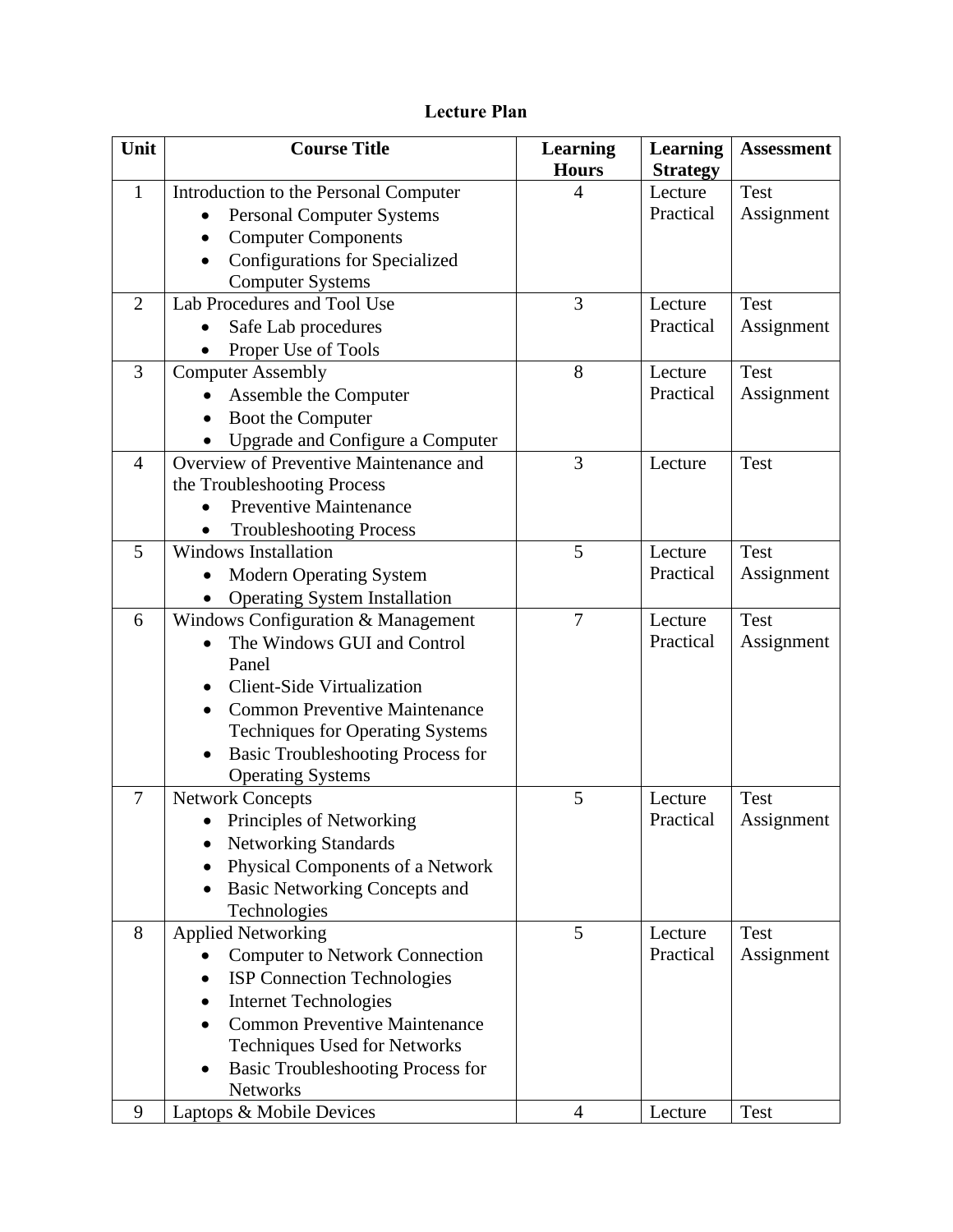**Lecture Plan**

| Unit | Course Title | Learning Hours | Learning Strategy | Assessment |
|---|---|---|---|---|
| 1 | Introduction to the Personal Computer<br>• Personal Computer Systems<br>• Computer Components<br>• Configurations for Specialized Computer Systems | 4 | Lecture<br>Practical | Test<br>Assignment |
| 2 | Lab Procedures and Tool Use<br>• Safe Lab procedures<br>• Proper Use of Tools | 3 | Lecture<br>Practical | Test<br>Assignment |
| 3 | Computer Assembly<br>• Assemble the Computer<br>• Boot the Computer<br>• Upgrade and Configure a Computer | 8 | Lecture<br>Practical | Test<br>Assignment |
| 4 | Overview of Preventive Maintenance and the Troubleshooting Process<br>• Preventive Maintenance<br>• Troubleshooting Process | 3 | Lecture | Test |
| 5 | Windows Installation<br>• Modern Operating System<br>• Operating System Installation | 5 | Lecture<br>Practical | Test<br>Assignment |
| 6 | Windows Configuration & Management<br>• The Windows GUI and Control Panel<br>• Client-Side Virtualization<br>• Common Preventive Maintenance Techniques for Operating Systems<br>• Basic Troubleshooting Process for Operating Systems | 7 | Lecture<br>Practical | Test<br>Assignment |
| 7 | Network Concepts<br>• Principles of Networking<br>• Networking Standards<br>• Physical Components of a Network<br>• Basic Networking Concepts and Technologies | 5 | Lecture<br>Practical | Test<br>Assignment |
| 8 | Applied Networking<br>• Computer to Network Connection<br>• ISP Connection Technologies<br>• Internet Technologies<br>• Common Preventive Maintenance Techniques Used for Networks<br>• Basic Troubleshooting Process for Networks | 5 | Lecture<br>Practical | Test<br>Assignment |
| 9 | Laptops & Mobile Devices | 4 | Lecture | Test |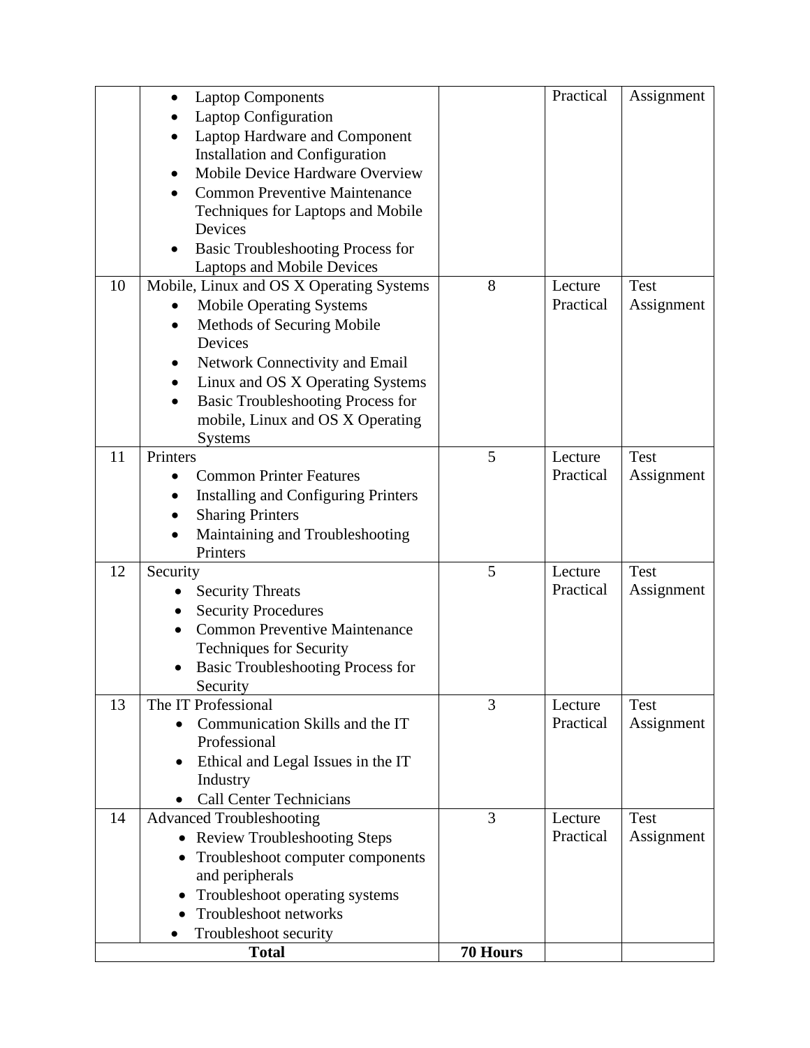| | | | | |
|---|---|---|---|---|
| | • Laptop Components<br>• Laptop Configuration<br>• Laptop Hardware and Component Installation and Configuration<br>• Mobile Device Hardware Overview<br>• Common Preventive Maintenance Techniques for Laptops and Mobile Devices<br>• Basic Troubleshooting Process for Laptops and Mobile Devices | | Practical | Assignment |
| 10 | Mobile, Linux and OS X Operating Systems<br>• Mobile Operating Systems<br>• Methods of Securing Mobile Devices<br>• Network Connectivity and Email<br>• Linux and OS X Operating Systems<br>• Basic Troubleshooting Process for mobile, Linux and OS X Operating Systems | 8 | Lecture<br>Practical | Test<br>Assignment |
| 11 | Printers<br>• Common Printer Features<br>• Installing and Configuring Printers<br>• Sharing Printers<br>• Maintaining and Troubleshooting Printers | 5 | Lecture<br>Practical | Test<br>Assignment |
| 12 | Security<br>• Security Threats<br>• Security Procedures<br>• Common Preventive Maintenance Techniques for Security<br>• Basic Troubleshooting Process for Security | 5 | Lecture<br>Practical | Test<br>Assignment |
| 13 | The IT Professional<br>• Communication Skills and the IT Professional<br>• Ethical and Legal Issues in the IT Industry<br>• Call Center Technicians | 3 | Lecture<br>Practical | Test<br>Assignment |
| 14 | Advanced Troubleshooting<br>• Review Troubleshooting Steps<br>• Troubleshoot computer components and peripherals<br>• Troubleshoot operating systems<br>• Troubleshoot networks<br>• Troubleshoot security | 3 | Lecture<br>Practical | Test<br>Assignment |
| **Total** | | **70 Hours** | | |